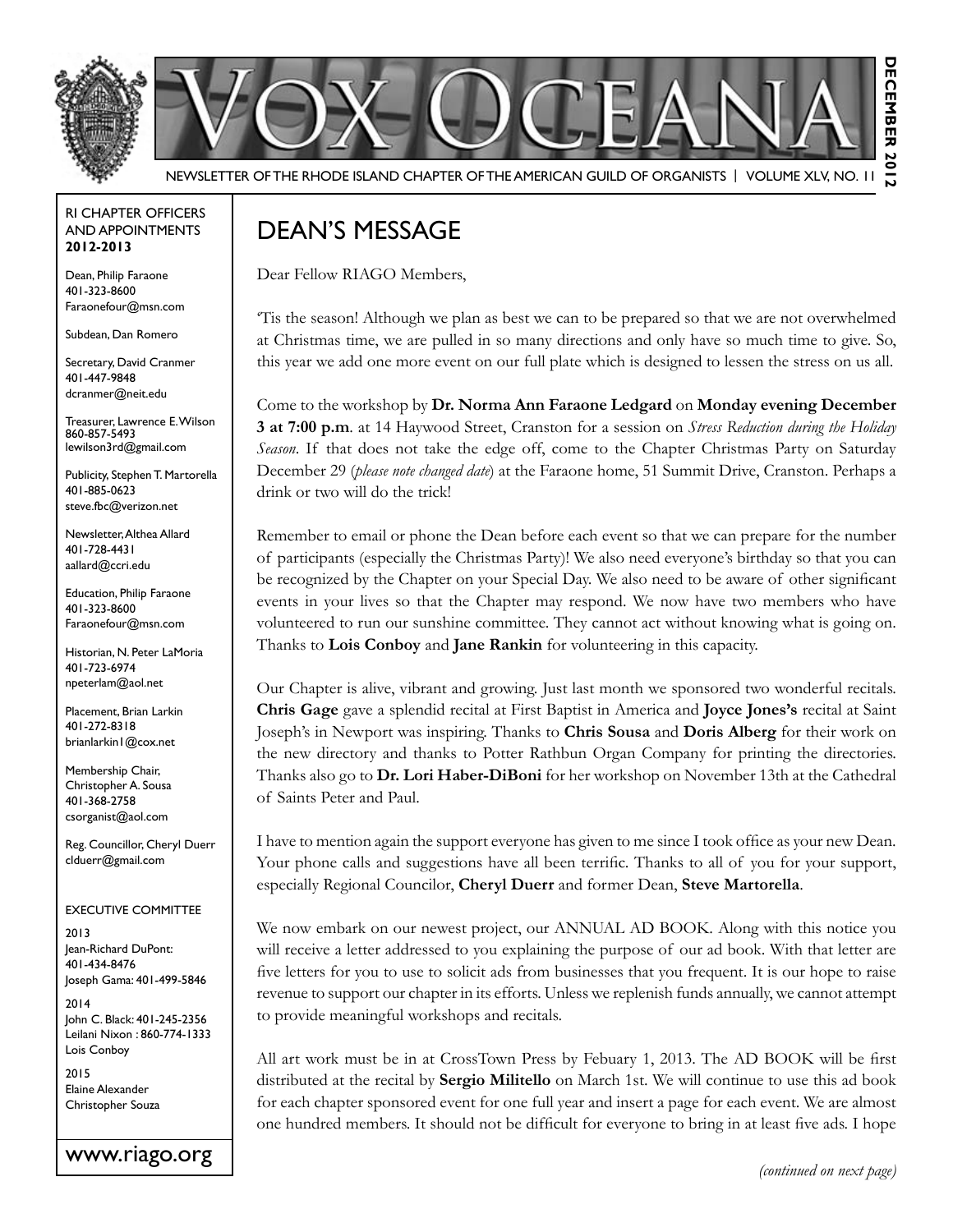# VOX OCEANA

NEWSLETTER OF THE RHODE ISLAND CHAPTER OF THE AMERICAN GUILD OF ORGANISTS | VOLUME XLV, NO. 11

DECEMBER 2012

RI CHAPTER OFFICERS AND APPOINTMENTS **2012-2013**

Dean, Philip Faraone
401-323-8600
Faraonefour@msn.com

Subdean, Dan Romero

Secretary, David Cranmer
401-447-9848
dcranmer@neit.edu

Treasurer, Lawrence E. Wilson
860-857-5493
lewilson3rd@gmail.com

Publicity, Stephen T. Martorella
401-885-0623
steve.fbc@verizon.net

Newsletter, Althea Allard
401-728-4431
aallard@ccri.edu

Education, Philip Faraone
401-323-8600
Faraonefour@msn.com

Historian, N. Peter LaMoria
401-723-6974
npeterlam@aol.net

Placement, Brian Larkin
401-272-8318
brianlarkin1@cox.net

Membership Chair, Christopher A. Sousa
401-368-2758
csorganist@aol.com

Reg. Councillor, Cheryl Duerr
clduerr@gmail.com

EXECUTIVE COMMITTEE

2013
Jean-Richard DuPont: 401-434-8476
Joseph Gama: 401-499-5846

2014
John C. Black: 401-245-2356
Leilani Nixon : 860-774-1333
Lois Conboy

2015
Elaine Alexander
Christopher Souza

www.riago.org

## DEAN'S MESSAGE

Dear Fellow RIAGO Members,

'Tis the season! Although we plan as best we can to be prepared so that we are not overwhelmed at Christmas time, we are pulled in so many directions and only have so much time to give. So, this year we add one more event on our full plate which is designed to lessen the stress on us all.

Come to the workshop by **Dr. Norma Ann Faraone Ledgard** on **Monday evening December 3 at 7:00 p.m**. at 14 Haywood Street, Cranston for a session on *Stress Reduction during the Holiday Season*. If that does not take the edge off, come to the Chapter Christmas Party on Saturday December 29 (*please note changed date*) at the Faraone home, 51 Summit Drive, Cranston. Perhaps a drink or two will do the trick!

Remember to email or phone the Dean before each event so that we can prepare for the number of participants (especially the Christmas Party)! We also need everyone's birthday so that you can be recognized by the Chapter on your Special Day. We also need to be aware of other significant events in your lives so that the Chapter may respond. We now have two members who have volunteered to run our sunshine committee. They cannot act without knowing what is going on. Thanks to **Lois Conboy** and **Jane Rankin** for volunteering in this capacity.

Our Chapter is alive, vibrant and growing. Just last month we sponsored two wonderful recitals. **Chris Gage** gave a splendid recital at First Baptist in America and **Joyce Jones's** recital at Saint Joseph's in Newport was inspiring. Thanks to **Chris Sousa** and **Doris Alberg** for their work on the new directory and thanks to Potter Rathbun Organ Company for printing the directories. Thanks also go to **Dr. Lori Haber-DiBoni** for her workshop on November 13th at the Cathedral of Saints Peter and Paul.

I have to mention again the support everyone has given to me since I took office as your new Dean. Your phone calls and suggestions have all been terrific. Thanks to all of you for your support, especially Regional Councilor, **Cheryl Duerr** and former Dean, **Steve Martorella**.

We now embark on our newest project, our ANNUAL AD BOOK. Along with this notice you will receive a letter addressed to you explaining the purpose of our ad book. With that letter are five letters for you to use to solicit ads from businesses that you frequent. It is our hope to raise revenue to support our chapter in its efforts. Unless we replenish funds annually, we cannot attempt to provide meaningful workshops and recitals.

All art work must be in at CrossTown Press by Febuary 1, 2013. The AD BOOK will be first distributed at the recital by **Sergio Militello** on March 1st. We will continue to use this ad book for each chapter sponsored event for one full year and insert a page for each event. We are almost one hundred members. It should not be difficult for everyone to bring in at least five ads. I hope

*(continued on next page)*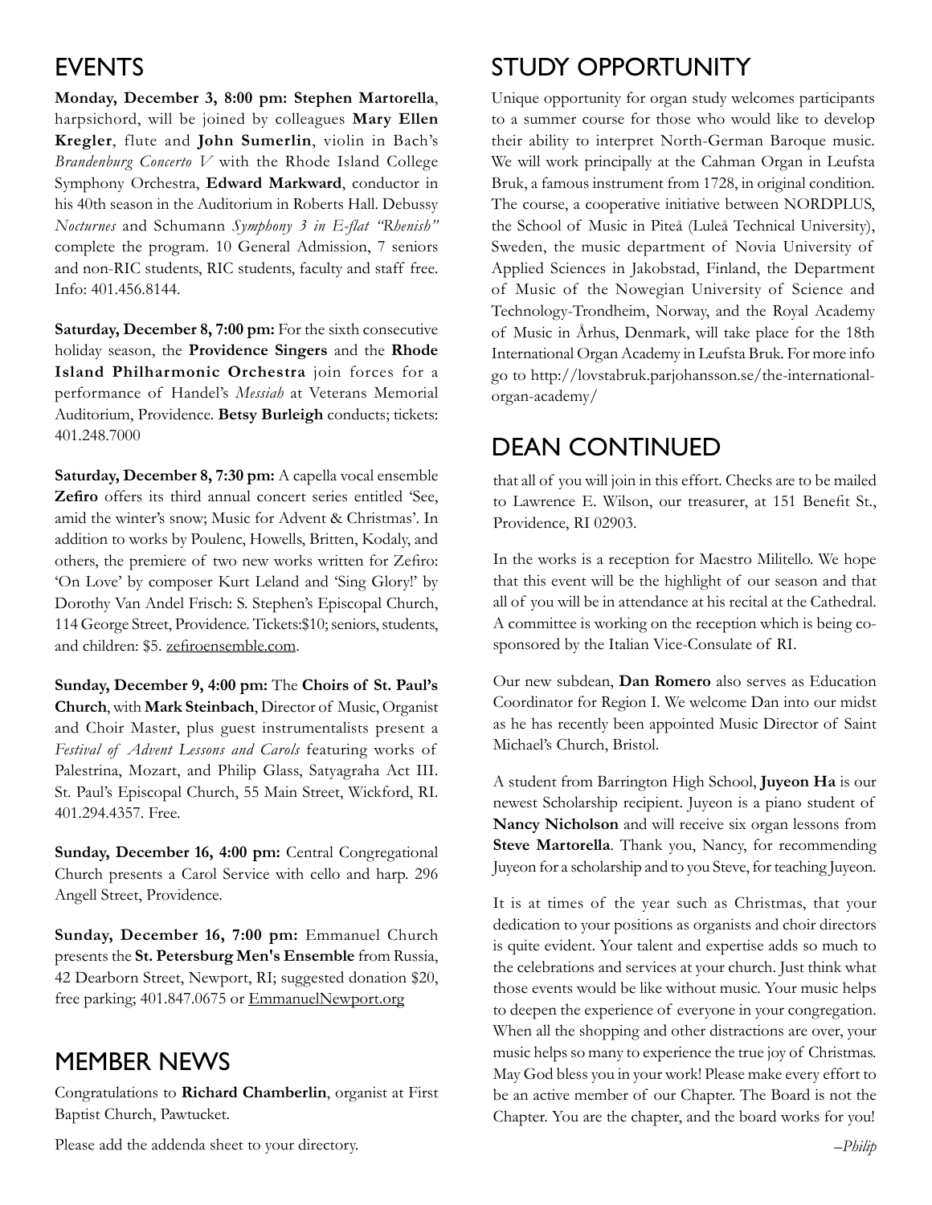## EVENTS

**Monday, December 3, 8:00 pm: Stephen Martorella**, harpsichord, will be joined by colleagues **Mary Ellen Kregler**, flute and **John Sumerlin**, violin in Bach's *Brandenburg Concerto V* with the Rhode Island College Symphony Orchestra, **Edward Markward**, conductor in his 40th season in the Auditorium in Roberts Hall. Debussy *Nocturnes* and Schumann *Symphony 3 in E-flat "Rhenish"* complete the program. 10 General Admission, 7 seniors and non-RIC students, RIC students, faculty and staff free. Info: 401.456.8144.

**Saturday, December 8, 7:00 pm:** For the sixth consecutive holiday season, the **Providence Singers** and the **Rhode Island Philharmonic Orchestra** join forces for a performance of Handel's *Messiah* at Veterans Memorial Auditorium, Providence. **Betsy Burleigh** conducts; tickets: 401.248.7000

**Saturday, December 8, 7:30 pm:** A capella vocal ensemble **Zefiro** offers its third annual concert series entitled 'See, amid the winter's snow; Music for Advent & Christmas'. In addition to works by Poulenc, Howells, Britten, Kodaly, and others, the premiere of two new works written for Zefiro: 'On Love' by composer Kurt Leland and 'Sing Glory!' by Dorothy Van Andel Frisch: S. Stephen's Episcopal Church, 114 George Street, Providence. Tickets:$10; seniors, students, and children: $5. zefiroensemble.com.

**Sunday, December 9, 4:00 pm:** The **Choirs of St. Paul's Church**, with **Mark Steinbach**, Director of Music, Organist and Choir Master, plus guest instrumentalists present a *Festival of Advent Lessons and Carols* featuring works of Palestrina, Mozart, and Philip Glass, Satyagraha Act III. St. Paul's Episcopal Church, 55 Main Street, Wickford, RI. 401.294.4357. Free.

**Sunday, December 16, 4:00 pm:** Central Congregational Church presents a Carol Service with cello and harp. 296 Angell Street, Providence.

**Sunday, December 16, 7:00 pm:** Emmanuel Church presents the **St. Petersburg Men's Ensemble** from Russia, 42 Dearborn Street, Newport, RI; suggested donation $20, free parking; 401.847.0675 or EmmanuelNewport.org

## MEMBER NEWS

Congratulations to **Richard Chamberlin**, organist at First Baptist Church, Pawtucket.

Please add the addenda sheet to your directory.

## STUDY OPPORTUNITY

Unique opportunity for organ study welcomes participants to a summer course for those who would like to develop their ability to interpret North-German Baroque music. We will work principally at the Cahman Organ in Leufsta Bruk, a famous instrument from 1728, in original condition. The course, a cooperative initiative between NORDPLUS, the School of Music in Piteå (Luleå Technical University), Sweden, the music department of Novia University of Applied Sciences in Jakobstad, Finland, the Department of Music of the Nowegian University of Science and Technology-Trondheim, Norway, and the Royal Academy of Music in Århus, Denmark, will take place for the 18th International Organ Academy in Leufsta Bruk. For more info go to http://lovstabruk.parjohansson.se/the-international-organ-academy/

## DEAN CONTINUED

that all of you will join in this effort. Checks are to be mailed to Lawrence E. Wilson, our treasurer, at 151 Benefit St., Providence, RI 02903.

In the works is a reception for Maestro Militello. We hope that this event will be the highlight of our season and that all of you will be in attendance at his recital at the Cathedral. A committee is working on the reception which is being co-sponsored by the Italian Vice-Consulate of RI.

Our new subdean, **Dan Romero** also serves as Education Coordinator for Region I. We welcome Dan into our midst as he has recently been appointed Music Director of Saint Michael's Church, Bristol.

A student from Barrington High School, **Juyeon Ha** is our newest Scholarship recipient. Juyeon is a piano student of **Nancy Nicholson** and will receive six organ lessons from **Steve Martorella**. Thank you, Nancy, for recommending Juyeon for a scholarship and to you Steve, for teaching Juyeon.

It is at times of the year such as Christmas, that your dedication to your positions as organists and choir directors is quite evident. Your talent and expertise adds so much to the celebrations and services at your church. Just think what those events would be like without music. Your music helps to deepen the experience of everyone in your congregation. When all the shopping and other distractions are over, your music helps so many to experience the true joy of Christmas. May God bless you in your work! Please make every effort to be an active member of our Chapter. The Board is not the Chapter. You are the chapter, and the board works for you!

*–Philip*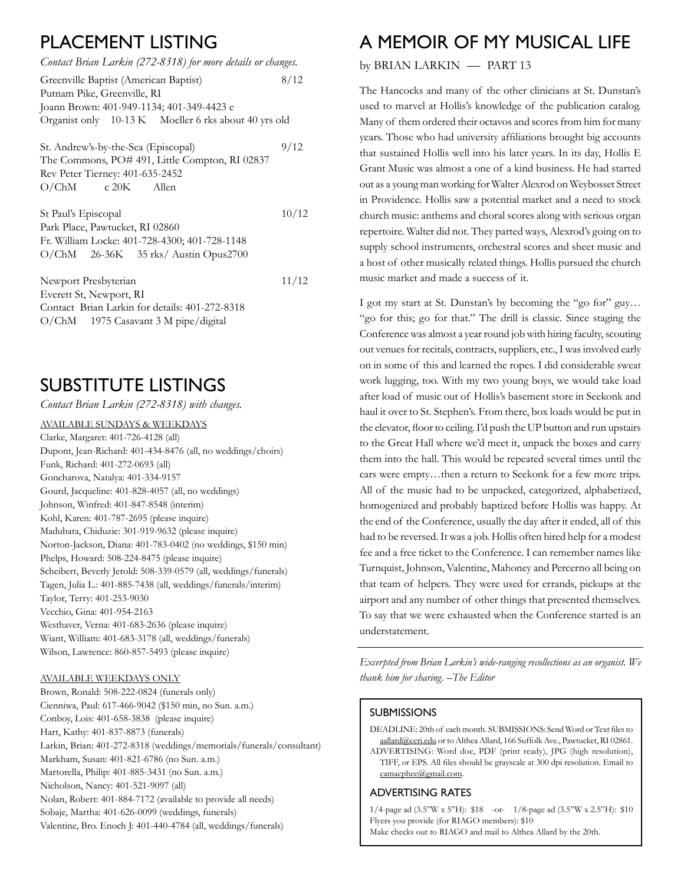## PLACEMENT LISTING

*Contact Brian Larkin (272-8318) for more details or changes.*

Greenville Baptist (American Baptist) 8/12
Putnam Pike, Greenville, RI
Joann Brown: 401-949-1134; 401-349-4423 c
Organist only 10-13 K Moeller 6 rks about 40 yrs old

St. Andrew's-by-the-Sea (Episcopal) 9/12
The Commons, PO# 491, Little Compton, RI 02837
Rev Peter Tierney: 401-635-2452
O/ChM c 20K Allen

St Paul's Episcopal 10/12
Park Place, Pawtucket, RI 02860
Fr. William Locke: 401-728-4300; 401-728-1148
O/ChM 26-36K 35 rks/ Austin Opus2700

Newport Presbyterian 11/12
Everett St, Newport, RI
Contact Brian Larkin for details: 401-272-8318
O/ChM 1975 Casavant 3 M pipe/digital

## SUBSTITUTE LISTINGS

*Contact Brian Larkin (272-8318) with changes.*

AVAILABLE SUNDAYS & WEEKDAYS

Clarke, Margaret: 401-726-4128 (all)
Dupont, Jean-Richard: 401-434-8476 (all, no weddings/choirs)
Funk, Richard: 401-272-0693 (all)
Goncharova, Natalya: 401-334-9157
Gourd, Jacqueline: 401-828-4057 (all, no weddings)
Johnson, Winfred: 401-847-8548 (interim)
Kohl, Karen: 401-787-2695 (please inquire)
Madubata, Chiduzie: 301-919-9632 (please inquire)
Norton-Jackson, Diana: 401-783-0402 (no weddings, $150 min)
Phelps, Howard: 508-224-8475 (please inquire)
Scheibert, Beverly Jerold: 508-339-0579 (all, weddings/funerals)
Tagen, Julia L.: 401-885-7438 (all, weddings/funerals/interim)
Taylor, Terry: 401-253-9030
Vecchio, Gina: 401-954-2163
Westhaver, Verna: 401-683-2636 (please inquire)
Wiant, William: 401-683-3178 (all, weddings/funerals)
Wilson, Lawrence: 860-857-5493 (please inquire)

AVAILABLE WEEKDAYS ONLY

Brown, Ronald: 508-222-0824 (funerals only)
Cienniwa, Paul: 617-466-9042 ($150 min, no Sun. a.m.)
Conboy, Lois: 401-658-3838 (please inquire)
Hart, Kathy: 401-837-8873 (funerals)
Larkin, Brian: 401-272-8318 (weddings/memorials/funerals/consultant)
Markham, Susan: 401-821-6786 (no Sun. a.m.)
Martorella, Philip: 401-885-3431 (no Sun. a.m.)
Nicholson, Nancy: 401-521-9097 (all)
Nolan, Robert: 401-884-7172 (available to provide all needs)
Sobaje, Martha: 401-626-0099 (weddings, funerals)
Valentine, Bro. Enoch J: 401-440-4794 (all, weddings/funerals)

## A MEMOIR OF MY MUSICAL LIFE

by BRIAN LARKIN — PART 13

The Hancocks and many of the other clinicians at St. Dunstan's used to marvel at Hollis's knowledge of the publication catalog. Many of them ordered their octavos and scores from him for many years. Those who had university affiliations brought big accounts that sustained Hollis well into his later years. In its day, Hollis E Grant Music was almost a one of a kind business. He had started out as a young man working for Walter Alexrod on Weybosset Street in Providence. Hollis saw a potential market and a need to stock church music: anthems and choral scores along with serious organ repertoire. Walter did not. They parted ways, Alexrod's going on to supply school instruments, orchestral scores and sheet music and a host of other musically related things. Hollis pursued the church music market and made a success of it.

I got my start at St. Dunstan's by becoming the "go for" guy… "go for this; go for that." The drill is classic. Since staging the Conference was almost a year round job with hiring faculty, scouting out venues for recitals, contracts, suppliers, etc., I was involved early on in some of this and learned the ropes. I did considerable sweat work lugging, too. With my two young boys, we would take load after load of music out of Hollis's basement store in Seekonk and haul it over to St. Stephen's. From there, box loads would be put in the elevator, floor to ceiling. I'd push the UP button and run upstairs to the Great Hall where we'd meet it, unpack the boxes and carry them into the hall. This would be repeated several times until the cars were empty…then a return to Seekonk for a few more trips. All of the music had to be unpacked, categorized, alphabetized, homogenized and probably baptized before Hollis was happy. At the end of the Conference, usually the day after it ended, all of this had to be reversed. It was a job. Hollis often hired help for a modest fee and a free ticket to the Conference. I can remember names like Turnquist, Johnson, Valentine, Mahoney and Percerno all being on that team of helpers. They were used for errands, pickups at the airport and any number of other things that presented themselves. To say that we were exhausted when the Conference started is an understatement.

*Excerpted from Brian Larkin's wide-ranging recollections as an organist. We thank him for sharing. –The Editor*

### SUBMISSIONS

DEADLINE: 20th of each month. SUBMISSIONS: Send Word or Text files to aallard@ccri.edu or to Althea Allard, 166 Suffolk Ave., Pawtucket, RI 02861.
ADVERTISING: Word doc, PDF (print ready), JPG (high resolution), TIFF, or EPS. All files should be grayscale at 300 dpi resolution. Email to camacphee@gmail.com.

### ADVERTISING RATES

1/4-page ad (3.5"W x 5"H): $18 -or- 1/8-page ad (3.5"W x 2.5"H): $10
Flyers you provide (for RIAGO members): $10
Make checks out to RIAGO and mail to Althea Allard by the 20th.